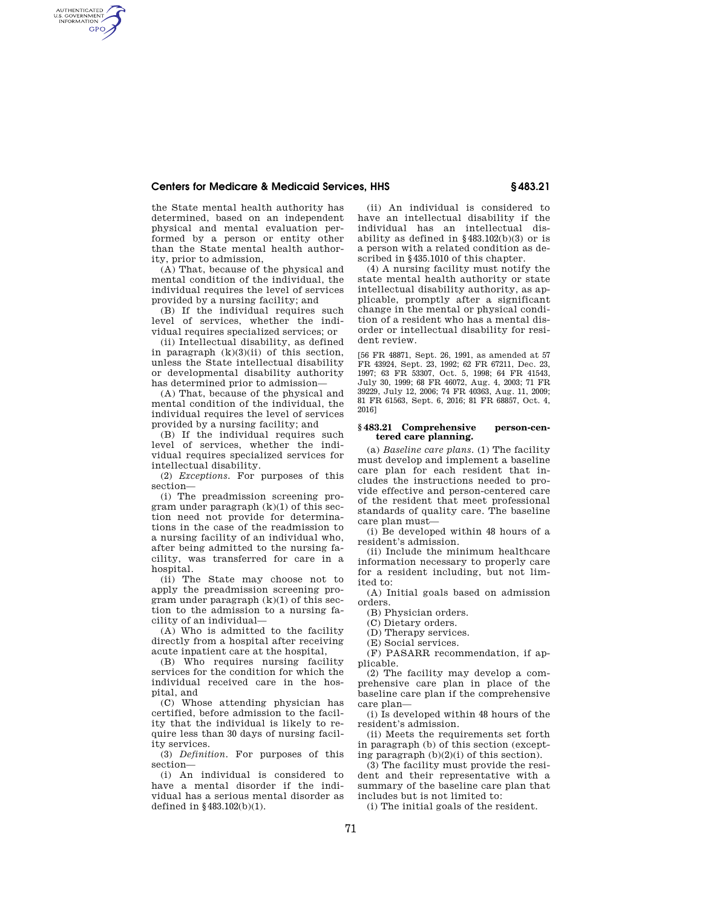the State mental health authority has determined, based on an independent physical and mental evaluation performed by a person or entity other than the State mental health authority, prior to admission,

(A) That, because of the physical and mental condition of the individual, the individual requires the level of services provided by a nursing facility; and

(B) If the individual requires such level of services, whether the individual requires specialized services; or

(ii) Intellectual disability, as defined in paragraph (k)(3)(ii) of this section, unless the State intellectual disability or developmental disability authority has determined prior to admission—

(A) That, because of the physical and mental condition of the individual, the individual requires the level of services provided by a nursing facility; and

(B) If the individual requires such level of services, whether the individual requires specialized services for intellectual disability.

(2) *Exceptions.* For purposes of this section—

(i) The preadmission screening program under paragraph (k)(1) of this section need not provide for determinations in the case of the readmission to a nursing facility of an individual who, after being admitted to the nursing facility, was transferred for care in a hospital.

(ii) The State may choose not to apply the preadmission screening program under paragraph (k)(1) of this section to the admission to a nursing facility of an individual—

(A) Who is admitted to the facility directly from a hospital after receiving acute inpatient care at the hospital,

(B) Who requires nursing facility services for the condition for which the individual received care in the hospital, and

(C) Whose attending physician has certified, before admission to the facility that the individual is likely to require less than 30 days of nursing facility services.

(3) *Definition.* For purposes of this section—

(i) An individual is considered to have a mental disorder if the individual has a serious mental disorder as defined in §483.102(b)(1).

(ii) An individual is considered to have an intellectual disability if the individual has an intellectual disability as defined in §483.102(b)(3) or is a person with a related condition as described in §435.1010 of this chapter.

(4) A nursing facility must notify the state mental health authority or state intellectual disability authority, as applicable, promptly after a significant change in the mental or physical condition of a resident who has a mental disorder or intellectual disability for resident review.

[56 FR 48871, Sept. 26, 1991, as amended at 57 FR 43924, Sept. 23, 1992; 62 FR 67211, Dec. 23, 1997; 63 FR 53307, Oct. 5, 1998; 64 FR 41543, July 30, 1999; 68 FR 46072, Aug. 4, 2003; 71 FR 39229, July 12, 2006; 74 FR 40363, Aug. 11, 2009; 81 FR 61563, Sept. 6, 2016; 81 FR 68857, Oct. 4, 2016]

## §483.21 Comprehensive person-centered care planning.

(a) *Baseline care plans.* (1) The facility must develop and implement a baseline care plan for each resident that includes the instructions needed to provide effective and person-centered care of the resident that meet professional standards of quality care. The baseline care plan must—

(i) Be developed within 48 hours of a resident's admission.

(ii) Include the minimum healthcare information necessary to properly care for a resident including, but not limited to:

(A) Initial goals based on admission orders.

(B) Physician orders.

(C) Dietary orders.

(D) Therapy services.

(E) Social services.

(F) PASARR recommendation, if applicable.

(2) The facility may develop a comprehensive care plan in place of the baseline care plan if the comprehensive care plan—

(i) Is developed within 48 hours of the resident's admission.

(ii) Meets the requirements set forth in paragraph (b) of this section (excepting paragraph (b)(2)(i) of this section).

(3) The facility must provide the resident and their representative with a summary of the baseline care plan that includes but is not limited to:

(i) The initial goals of the resident.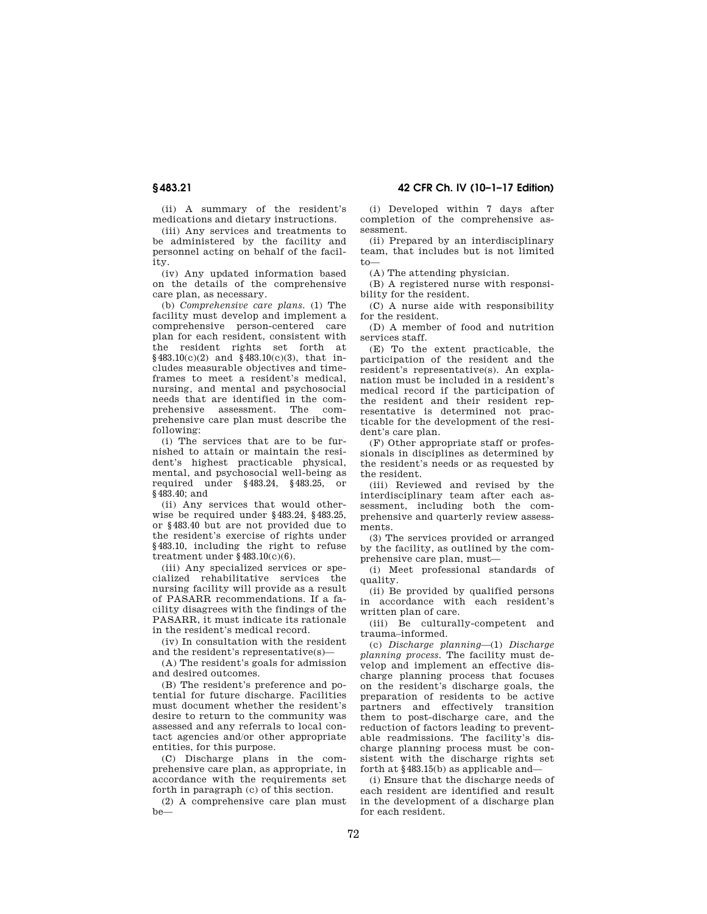(ii) A summary of the resident's medications and dietary instructions.

(iii) Any services and treatments to be administered by the facility and personnel acting on behalf of the facility.

(iv) Any updated information based on the details of the comprehensive care plan, as necessary.

(b) *Comprehensive care plans.* (1) The facility must develop and implement a comprehensive person-centered care plan for each resident, consistent with the resident rights set forth at §483.10(c)(2) and §483.10(c)(3), that includes measurable objectives and timeframes to meet a resident's medical, nursing, and mental and psychosocial needs that are identified in the comprehensive assessment. The comprehensive care plan must describe the following:

(i) The services that are to be furnished to attain or maintain the resident's highest practicable physical, mental, and psychosocial well-being as required under §483.24, §483.25, or §483.40; and

(ii) Any services that would otherwise be required under §483.24, §483.25, or §483.40 but are not provided due to the resident's exercise of rights under §483.10, including the right to refuse treatment under §483.10(c)(6).

(iii) Any specialized services or specialized rehabilitative services the nursing facility will provide as a result of PASARR recommendations. If a facility disagrees with the findings of the PASARR, it must indicate its rationale in the resident's medical record.

(iv) In consultation with the resident and the resident's representative(s)—

(A) The resident's goals for admission and desired outcomes.

(B) The resident's preference and potential for future discharge. Facilities must document whether the resident's desire to return to the community was assessed and any referrals to local contact agencies and/or other appropriate entities, for this purpose.

(C) Discharge plans in the comprehensive care plan, as appropriate, in accordance with the requirements set forth in paragraph (c) of this section.

(2) A comprehensive care plan must be—

(i) Developed within 7 days after completion of the comprehensive assessment.

(ii) Prepared by an interdisciplinary team, that includes but is not limited to—

(A) The attending physician.

(B) A registered nurse with responsibility for the resident.

(C) A nurse aide with responsibility for the resident.

(D) A member of food and nutrition services staff.

(E) To the extent practicable, the participation of the resident and the resident's representative(s). An explanation must be included in a resident's medical record if the participation of the resident and their resident representative is determined not practicable for the development of the resident's care plan.

(F) Other appropriate staff or professionals in disciplines as determined by the resident's needs or as requested by the resident.

(iii) Reviewed and revised by the interdisciplinary team after each assessment, including both the comprehensive and quarterly review assessments.

(3) The services provided or arranged by the facility, as outlined by the comprehensive care plan, must—

(i) Meet professional standards of quality.

(ii) Be provided by qualified persons in accordance with each resident's written plan of care.

(iii) Be culturally-competent and trauma-informed.

(c) *Discharge planning*—(1) *Discharge planning process.* The facility must develop and implement an effective discharge planning process that focuses on the resident's discharge goals, the preparation of residents to be active partners and effectively transition them to post-discharge care, and the reduction of factors leading to preventable readmissions. The facility's discharge planning process must be consistent with the discharge rights set forth at §483.15(b) as applicable and—

(i) Ensure that the discharge needs of each resident are identified and result in the development of a discharge plan for each resident.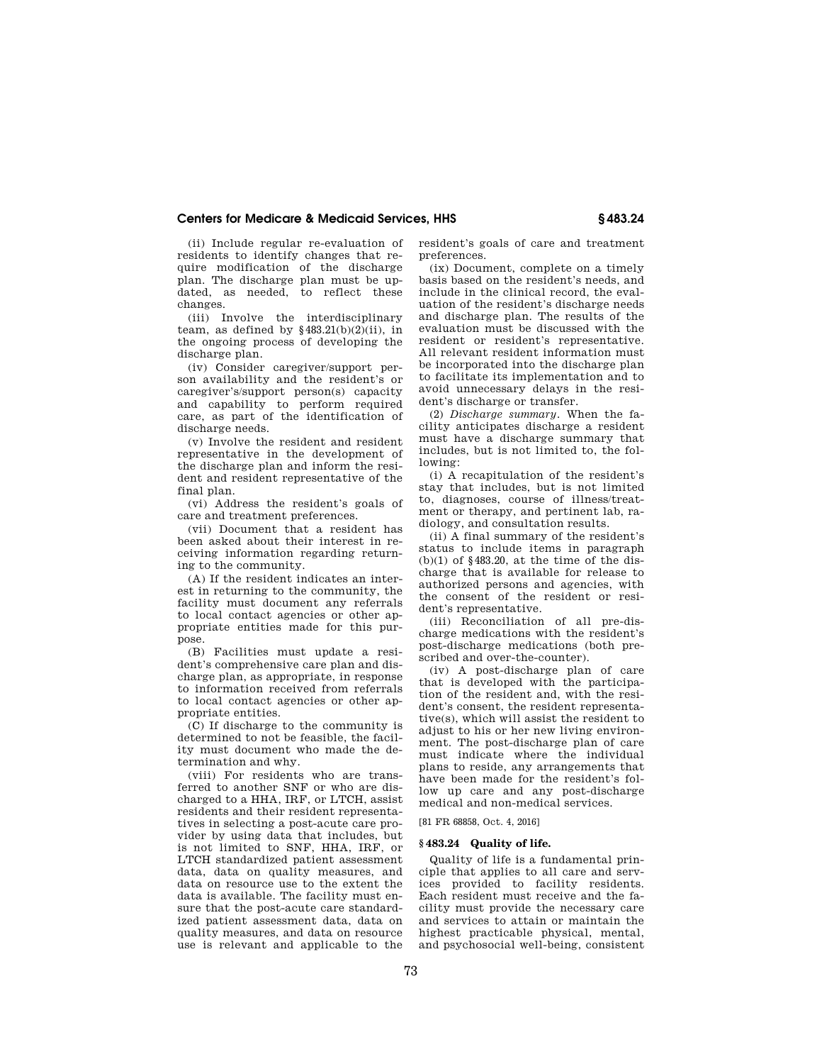(ii) Include regular re-evaluation of residents to identify changes that require modification of the discharge plan. The discharge plan must be updated, as needed, to reflect these changes.

(iii) Involve the interdisciplinary team, as defined by §483.21(b)(2)(ii), in the ongoing process of developing the discharge plan.

(iv) Consider caregiver/support person availability and the resident's or caregiver's/support person(s) capacity and capability to perform required care, as part of the identification of discharge needs.

(v) Involve the resident and resident representative in the development of the discharge plan and inform the resident and resident representative of the final plan.

(vi) Address the resident's goals of care and treatment preferences.

(vii) Document that a resident has been asked about their interest in receiving information regarding returning to the community.

(A) If the resident indicates an interest in returning to the community, the facility must document any referrals to local contact agencies or other appropriate entities made for this purpose.

(B) Facilities must update a resident's comprehensive care plan and discharge plan, as appropriate, in response to information received from referrals to local contact agencies or other appropriate entities.

(C) If discharge to the community is determined to not be feasible, the facility must document who made the determination and why.

(viii) For residents who are transferred to another SNF or who are discharged to a HHA, IRF, or LTCH, assist residents and their resident representatives in selecting a post-acute care provider by using data that includes, but is not limited to SNF, HHA, IRF, or LTCH standardized patient assessment data, data on quality measures, and data on resource use to the extent the data is available. The facility must ensure that the post-acute care standardized patient assessment data, data on quality measures, and data on resource use is relevant and applicable to the resident's goals of care and treatment preferences.

(ix) Document, complete on a timely basis based on the resident's needs, and include in the clinical record, the evaluation of the resident's discharge needs and discharge plan. The results of the evaluation must be discussed with the resident or resident's representative. All relevant resident information must be incorporated into the discharge plan to facilitate its implementation and to avoid unnecessary delays in the resident's discharge or transfer.

(2) *Discharge summary*. When the facility anticipates discharge a resident must have a discharge summary that includes, but is not limited to, the following:

(i) A recapitulation of the resident's stay that includes, but is not limited to, diagnoses, course of illness/treatment or therapy, and pertinent lab, radiology, and consultation results.

(ii) A final summary of the resident's status to include items in paragraph (b)(1) of §483.20, at the time of the discharge that is available for release to authorized persons and agencies, with the consent of the resident or resident's representative.

(iii) Reconciliation of all pre-discharge medications with the resident's post-discharge medications (both prescribed and over-the-counter).

(iv) A post-discharge plan of care that is developed with the participation of the resident and, with the resident's consent, the resident representative(s), which will assist the resident to adjust to his or her new living environment. The post-discharge plan of care must indicate where the individual plans to reside, any arrangements that have been made for the resident's follow up care and any post-discharge medical and non-medical services.

[81 FR 68858, Oct. 4, 2016]

## § 483.24 Quality of life.

Quality of life is a fundamental principle that applies to all care and services provided to facility residents. Each resident must receive and the facility must provide the necessary care and services to attain or maintain the highest practicable physical, mental, and psychosocial well-being, consistent